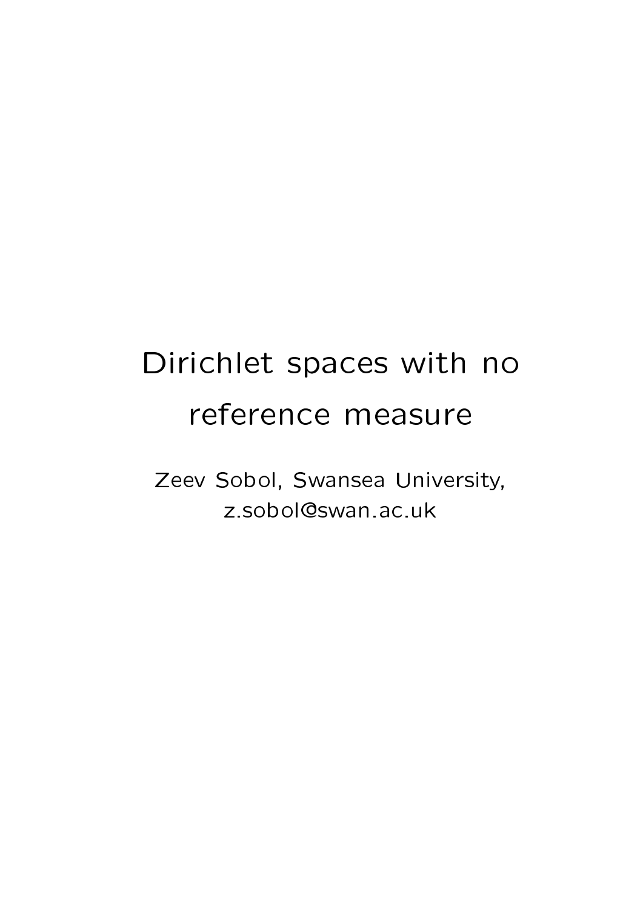# Dirichlet spaces with no reference measure

Zeev Sobol, Swansea University, z.sobol@swan.ac.uk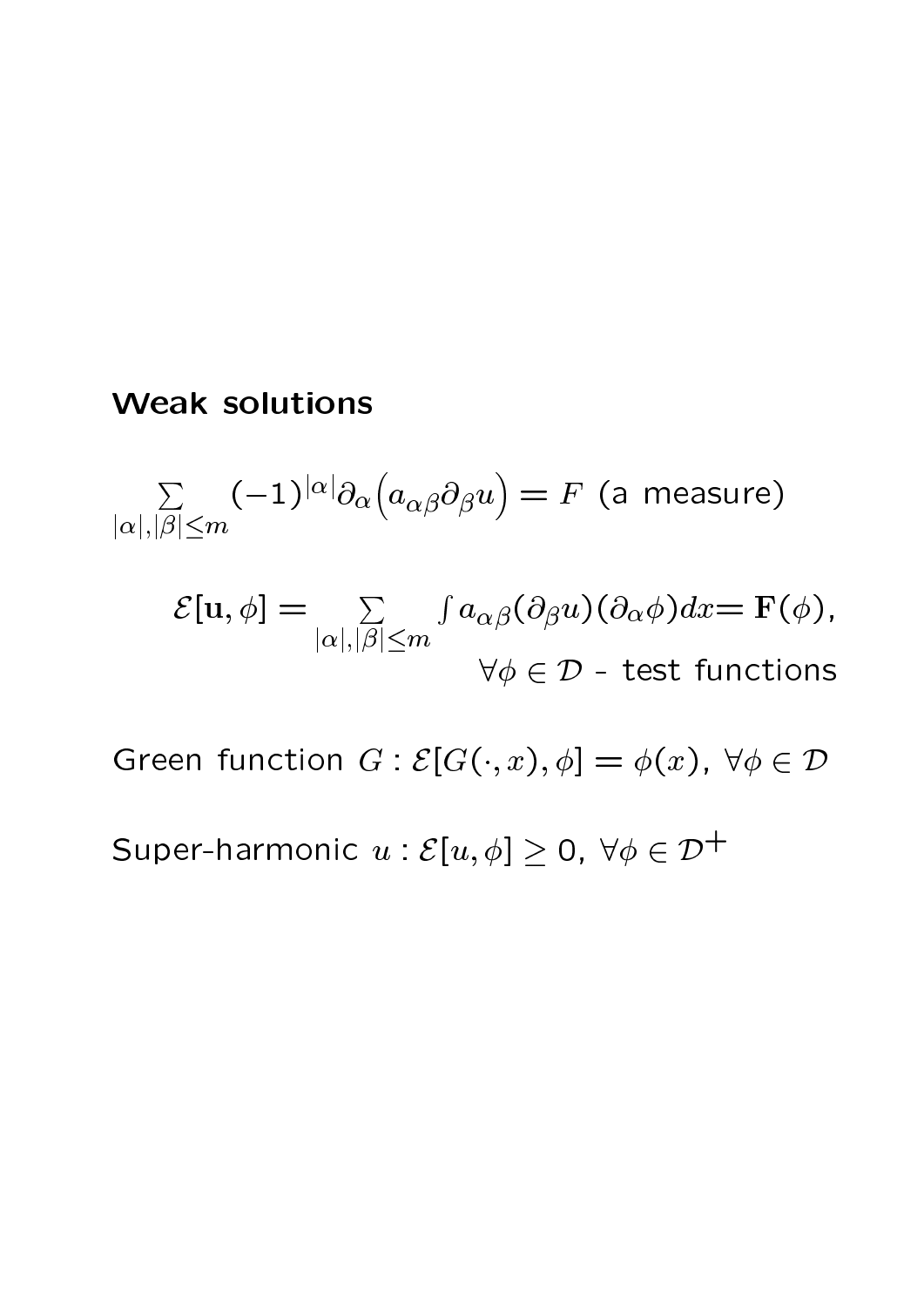**Weak solutions**

$$\sum_{|\alpha|,|\beta|\leq m}(-1)^{|\alpha|}\partial_\alpha\Big(a_{\alpha\beta}\partial_\beta u\Big) = F \text{ (a measure)}$$

$$\mathcal{E}[\mathbf{u},\phi] = \sum_{|\alpha|,|\beta|\leq m}\int a_{\alpha\beta}(\partial_\beta u)(\partial_\alpha \phi)dx = \mathbf{F}(\phi),$$

$$\forall \phi \in \mathcal{D} \text{ - test functions}$$

Green function $G : \mathcal{E}[G(\cdot, x), \phi] = \phi(x)$, $\forall \phi \in \mathcal{D}$

Super-harmonic $u : \mathcal{E}[u, \phi] \geq 0$, $\forall \phi \in \mathcal{D}^+$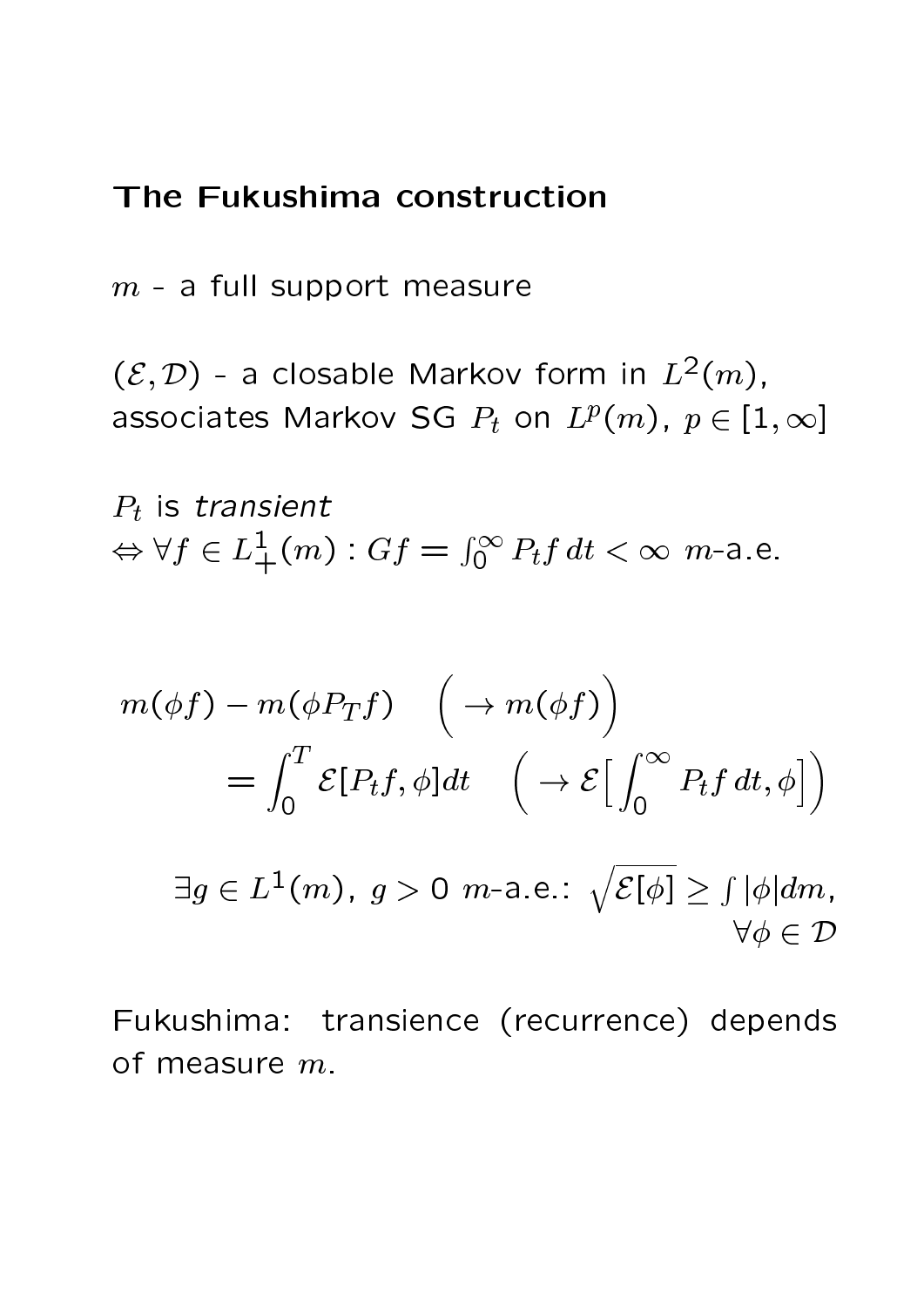**The Fukushima construction**

$m$ - a full support measure

$(\mathcal{E}, \mathcal{D})$ - a closable Markov form in $L^2(m)$, associates Markov SG $P_t$ on $L^p(m)$, $p \in [1, \infty]$

$P_t$ is *transient*
$\Leftrightarrow \forall f \in L^1_+(m) : Gf = \int_0^\infty P_t f \, dt < \infty$ $m$-a.e.

$$m(\phi f) - m(\phi P_T f) \quad \Big( \to m(\phi f) \Big)$$
$$= \int_0^T \mathcal{E}[P_t f, \phi] dt \quad \Big( \to \mathcal{E}\Big[ \int_0^\infty P_t f \, dt, \phi \Big] \Big)$$

$$\exists g \in L^1(m),\ g > 0 \ m\text{-a.e.:}\ \sqrt{\mathcal{E}[\phi]} \geq \int |\phi| dm, \quad \forall \phi \in \mathcal{D}$$

Fukushima: transience (recurrence) depends of measure $m$.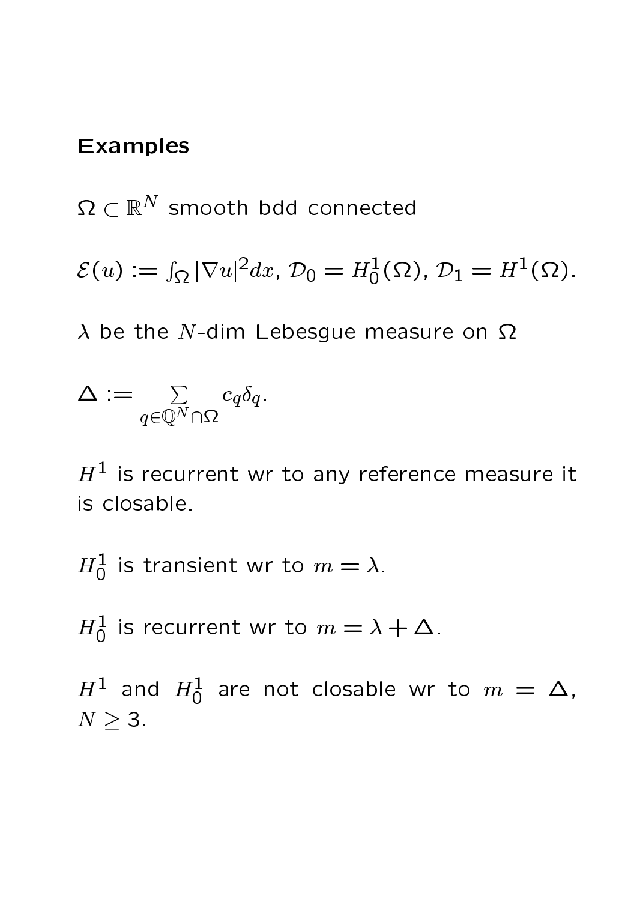**Examples**

$\Omega \subset \mathbb{R}^N$ smooth bdd connected

$\mathcal{E}(u) := \int_\Omega |\nabla u|^2 dx$, $\mathcal{D}_0 = H_0^1(\Omega)$, $\mathcal{D}_1 = H^1(\Omega)$.

$\lambda$ be the $N$-dim Lebesgue measure on $\Omega$

$$\Delta := \sum_{q \in \mathbb{Q}^N \cap \Omega} c_q \delta_q.$$

$H^1$ is recurrent wr to any reference measure it is closable.

$H_0^1$ is transient wr to $m = \lambda$.

$H_0^1$ is recurrent wr to $m = \lambda + \Delta$.

$H^1$ and $H_0^1$ are not closable wr to $m = \Delta$, $N \geq 3$.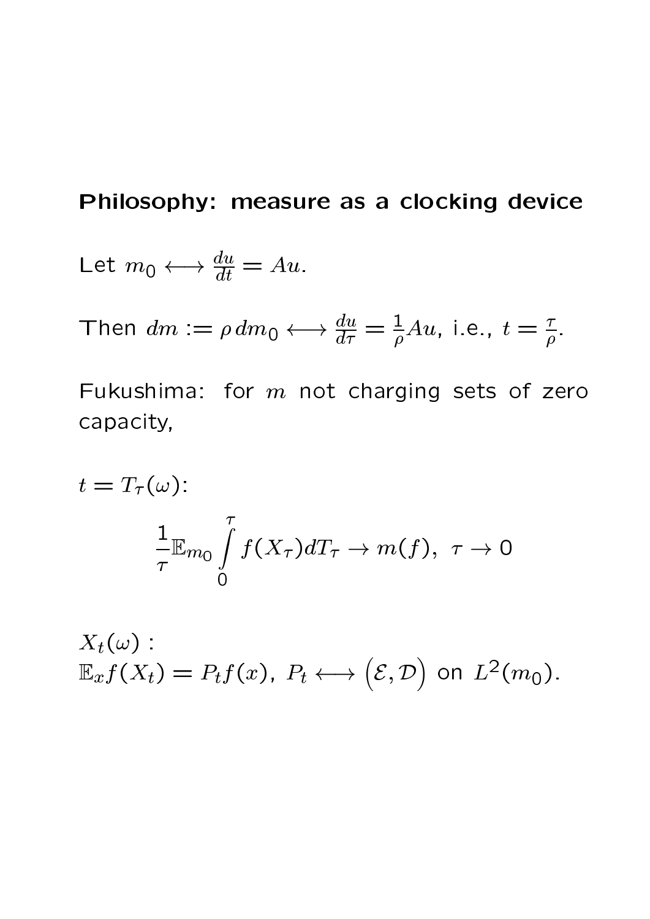**Philosophy: measure as a clocking device**

Let $m_0 \longleftrightarrow \frac{du}{dt} = Au$.

Then $dm := \rho\, dm_0 \longleftrightarrow \frac{du}{d\tau} = \frac{1}{\rho} Au$, i.e., $t = \frac{\tau}{\rho}$.

Fukushima: for $m$ not charging sets of zero capacity,

$t = T_\tau(\omega)$:

$$\frac{1}{\tau} \mathbb{E}_{m_0} \int_0^\tau f(X_\tau) dT_\tau \to m(f),\ \tau \to 0$$

$X_t(\omega)$ :
$\mathbb{E}_x f(X_t) = P_t f(x),\ P_t \longleftrightarrow \Big(\mathcal{E}, \mathcal{D}\Big)$ on $L^2(m_0)$.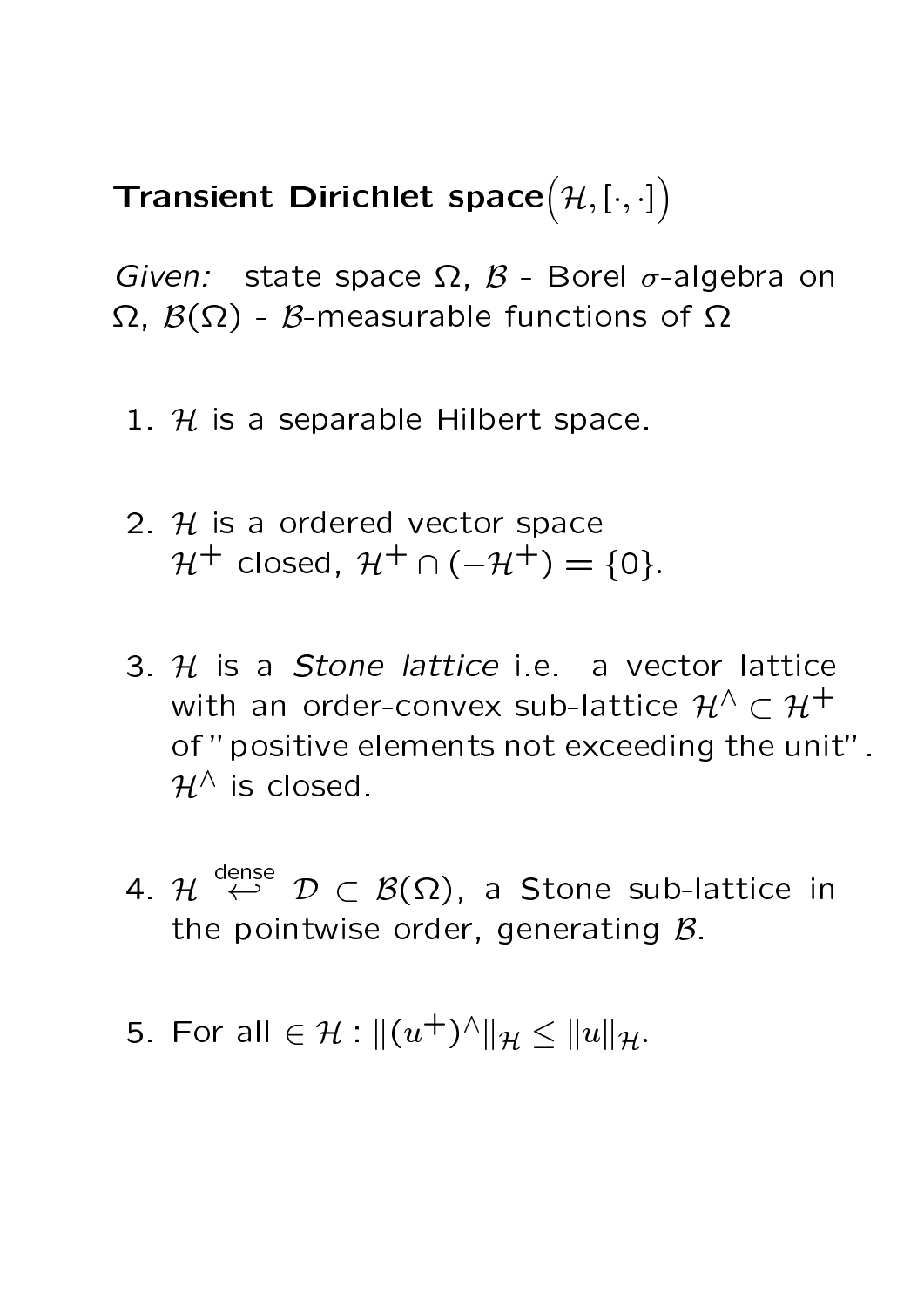**Transient Dirichlet space**$\Big(\mathcal{H}, [\cdot,\cdot]\Big)$

*Given:* state space $\Omega$, $\mathcal{B}$ - Borel $\sigma$-algebra on $\Omega$, $\mathcal{B}(\Omega)$ - $\mathcal{B}$-measurable functions of $\Omega$

1. $\mathcal{H}$ is a separable Hilbert space.

2. $\mathcal{H}$ is a ordered vector space
   $\mathcal{H}^+$ closed, $\mathcal{H}^+ \cap (-\mathcal{H}^+) = \{0\}$.

3. $\mathcal{H}$ is a *Stone lattice* i.e. a vector lattice with an order-convex sub-lattice $\mathcal{H}^\wedge \subset \mathcal{H}^+$ of "positive elements not exceeding the unit". $\mathcal{H}^\wedge$ is closed.

4. $\mathcal{H} \overset{\text{dense}}{\hookleftarrow} \mathcal{D} \subset \mathcal{B}(\Omega)$, a Stone sub-lattice in the pointwise order, generating $\mathcal{B}$.

5. For all $\in \mathcal{H} : \|(u^+)^\wedge\|_{\mathcal{H}} \leq \|u\|_{\mathcal{H}}$.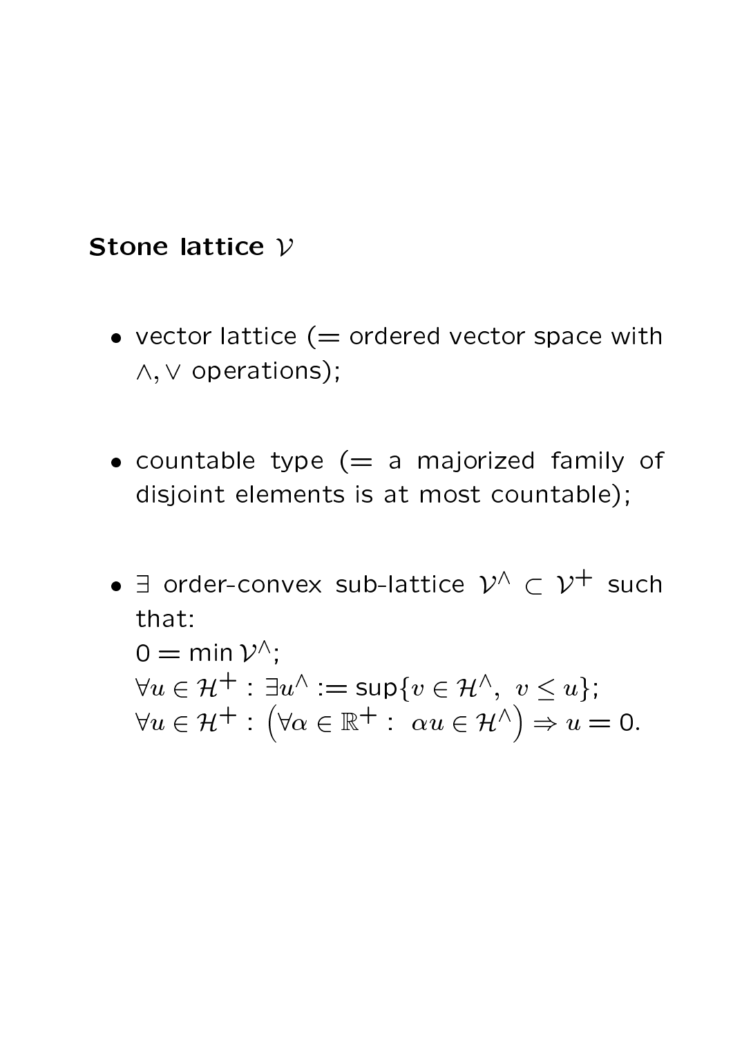**Stone lattice $\mathcal{V}$**

- vector lattice (= ordered vector space with $\wedge, \vee$ operations);

- countable type (= a majorized family of disjoint elements is at most countable);

- $\exists$ order-convex sub-lattice $\mathcal{V}^{\wedge} \subset \mathcal{V}^{+}$ such that:
  $0 = \min \mathcal{V}^{\wedge}$;
  $\forall u \in \mathcal{H}^{+} : \exists u^{\wedge} := \sup\{v \in \mathcal{H}^{\wedge},\ v \leq u\}$;
  $\forall u \in \mathcal{H}^{+} : \left(\forall \alpha \in \mathbb{R}^{+} :\ \alpha u \in \mathcal{H}^{\wedge}\right) \Rightarrow u = 0$.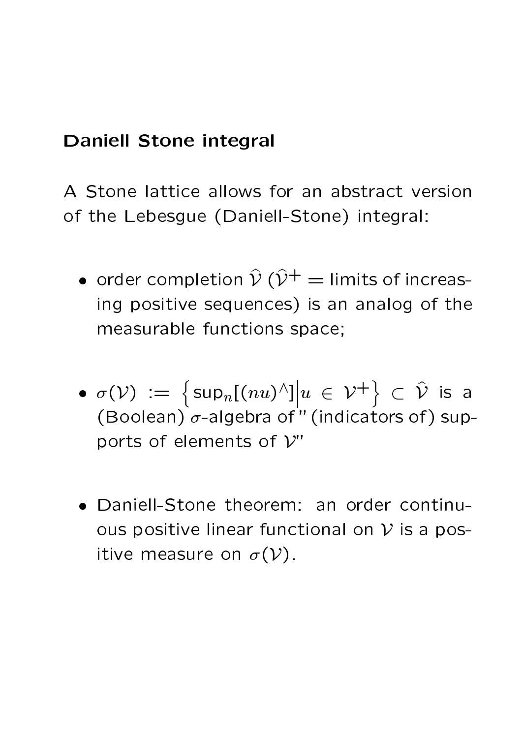## Daniell Stone integral

A Stone lattice allows for an abstract version of the Lebesgue (Daniell-Stone) integral:

- order completion $\widehat{\mathcal{V}}$ ($\widehat{\mathcal{V}}^+ =$ limits of increasing positive sequences) is an analog of the measurable functions space;

- $\sigma(\mathcal{V}) := \left\{ \mathsf{sup}_n[(nu)^\wedge] \Big| u \in \mathcal{V}^+ \right\} \subset \widehat{\mathcal{V}}$ is a (Boolean) $\sigma$-algebra of "(indicators of) supports of elements of $\mathcal{V}$"

- Daniell-Stone theorem: an order continuous positive linear functional on $\mathcal{V}$ is a positive measure on $\sigma(\mathcal{V})$.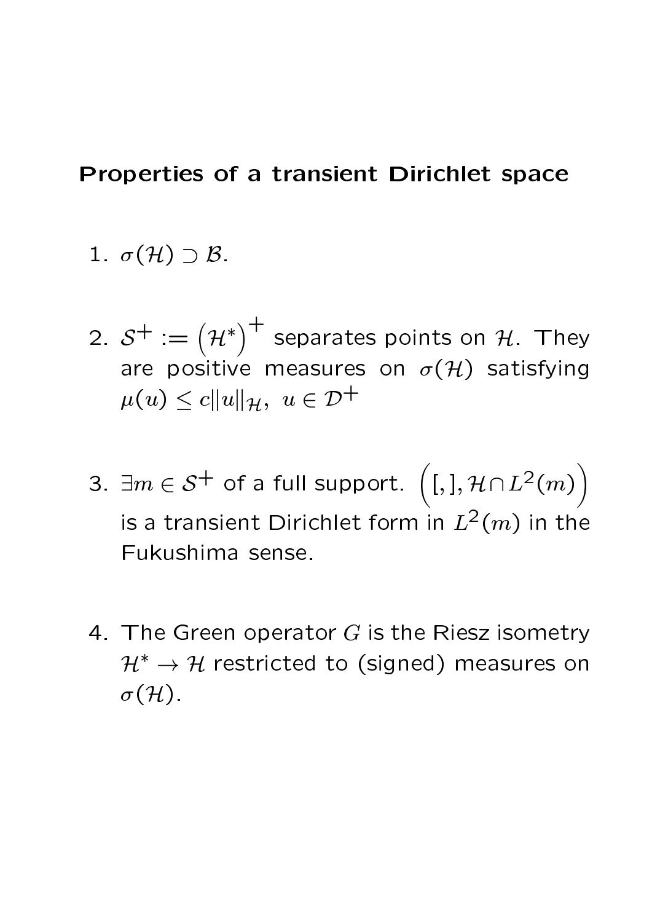**Properties of a transient Dirichlet space**

1. $\sigma(\mathcal{H}) \supset \mathcal{B}$.

2. $\mathcal{S}^+ := \left(\mathcal{H}^*\right)^+$ separates points on $\mathcal{H}$. They are positive measures on $\sigma(\mathcal{H})$ satisfying $\mu(u) \leq c\|u\|_{\mathcal{H}},\ u \in \mathcal{D}^+$

3. $\exists m \in \mathcal{S}^+$ of a full support. $\Big([,], \mathcal{H} \cap L^2(m)\Big)$ is a transient Dirichlet form in $L^2(m)$ in the Fukushima sense.

4. The Green operator $G$ is the Riesz isometry $\mathcal{H}^* \to \mathcal{H}$ restricted to (signed) measures on $\sigma(\mathcal{H})$.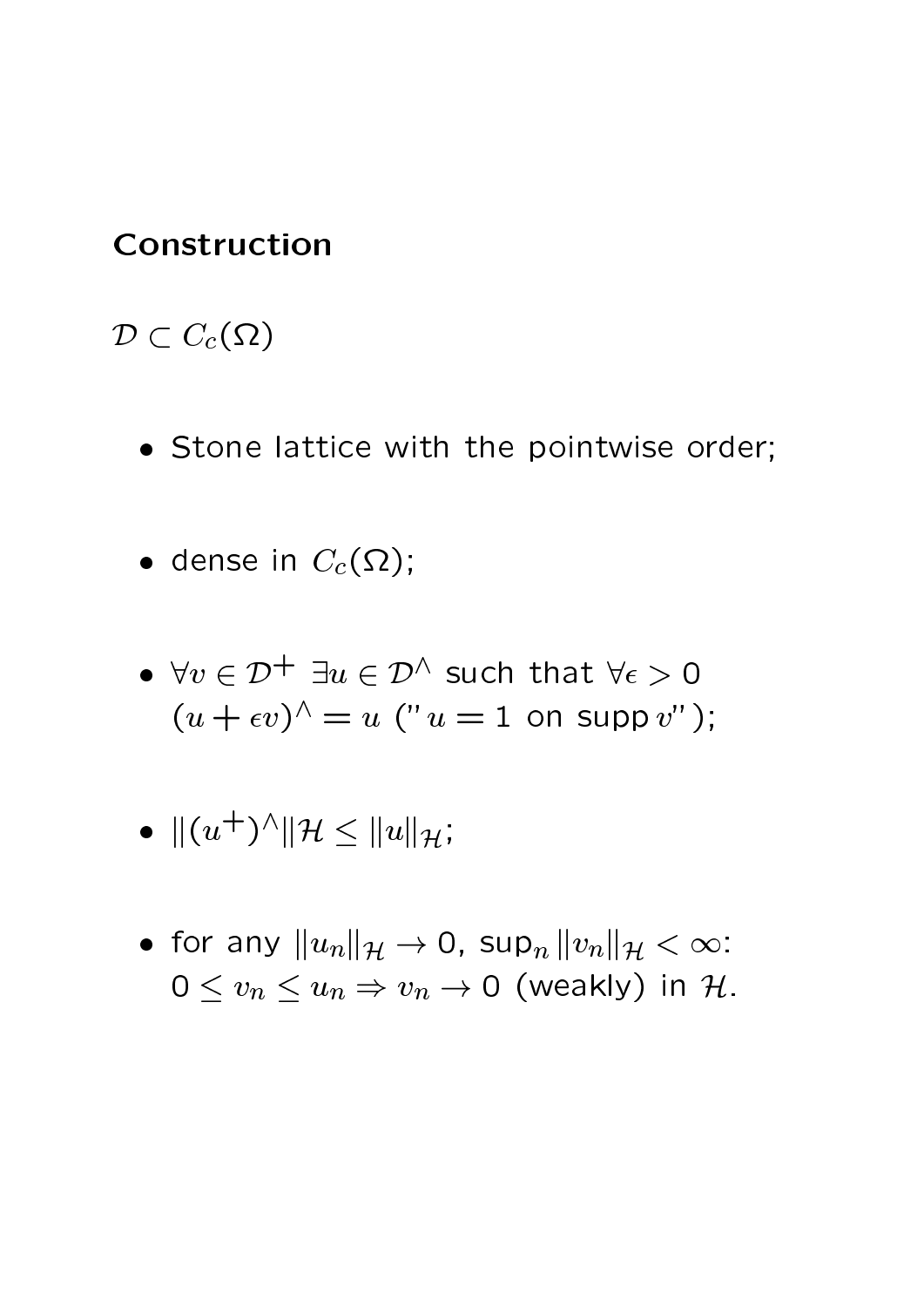## Construction

$\mathcal{D} \subset C_c(\Omega)$

- Stone lattice with the pointwise order;
- dense in $C_c(\Omega)$;
- $\forall v \in \mathcal{D}^+ \; \exists u \in \mathcal{D}^\wedge$ such that $\forall \epsilon > 0$ $(u + \epsilon v)^\wedge = u$ ("$u = 1$ on $\operatorname{supp} v$");
- $\|(u^+)^\wedge\|\mathcal{H} \leq \|u\|_\mathcal{H}$;
- for any $\|u_n\|_\mathcal{H} \to 0$, $\sup_n \|v_n\|_\mathcal{H} < \infty$: $0 \leq v_n \leq u_n \Rightarrow v_n \to 0$ (weakly) in $\mathcal{H}$.